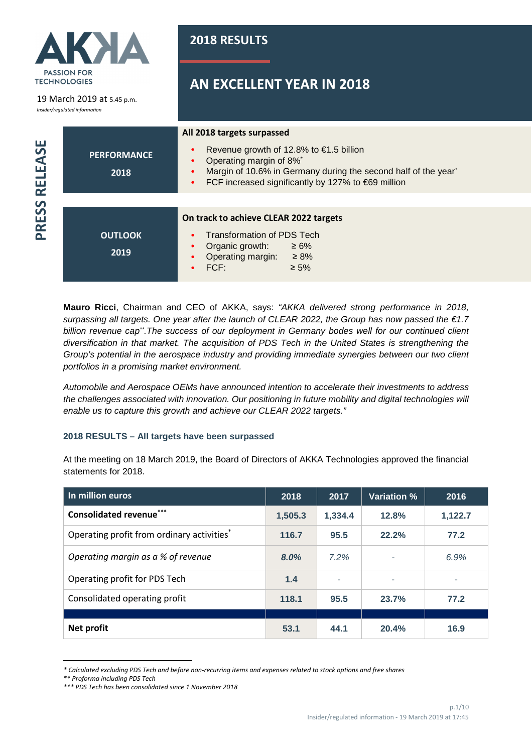AKKA
PASSION FOR TECHNOLOGIES

19 March 2019 at 5.45 p.m.
*Insider/regulated information*

PRESS RELEASE

# 2018 RESULTS

# AN EXCELLENT YEAR IN 2018

**PERFORMANCE 2018**

**All 2018 targets surpassed**

- Revenue growth of 12.8% to €1.5 billion
- Operating margin of 8%*
- Margin of 10.6% in Germany during the second half of the year'
- FCF increased significantly by 127% to €69 million

**OUTLOOK 2019**

**On track to achieve CLEAR 2022 targets**

- Transformation of PDS Tech
- Organic growth: ≥ 6%
- Operating margin: ≥ 8%
- FCF: ≥ 5%

**Mauro Ricci**, Chairman and CEO of AKKA, says: *"AKKA delivered strong performance in 2018, surpassing all targets. One year after the launch of CLEAR 2022, the Group has now passed the €1.7 billion revenue cap**.The success of our deployment in Germany bodes well for our continued client diversification in that market. The acquisition of PDS Tech in the United States is strengthening the Group's potential in the aerospace industry and providing immediate synergies between our two client portfolios in a promising market environment.*

*Automobile and Aerospace OEMs have announced intention to accelerate their investments to address the challenges associated with innovation. Our positioning in future mobility and digital technologies will enable us to capture this growth and achieve our CLEAR 2022 targets."*

### 2018 RESULTS – All targets have been surpassed

At the meeting on 18 March 2019, the Board of Directors of AKKA Technologies approved the financial statements for 2018.

| In million euros | 2018 | 2017 | Variation % | 2016 |
|---|---|---|---|---|
| **Consolidated revenue*** ** | **1,505.3** | **1,334.4** | **12.8%** | **1,122.7** |
| Operating profit from ordinary activities* | **116.7** | **95.5** | **22.2%** | **77.2** |
| *Operating margin as a % of revenue* | ***8.0%*** | *7.2%* | - | *6.9%* |
| Operating profit for PDS Tech | **1.4** | - | - | - |
| Consolidated operating profit | **118.1** | **95.5** | **23.7%** | **77.2** |
| | | | | |
| **Net profit** | **53.1** | **44.1** | **20.4%** | **16.9** |

*\* Calculated excluding PDS Tech and before non-recurring items and expenses related to stock options and free shares*
*\*\* Proforma including PDS Tech*
*\*\*\* PDS Tech has been consolidated since 1 November 2018*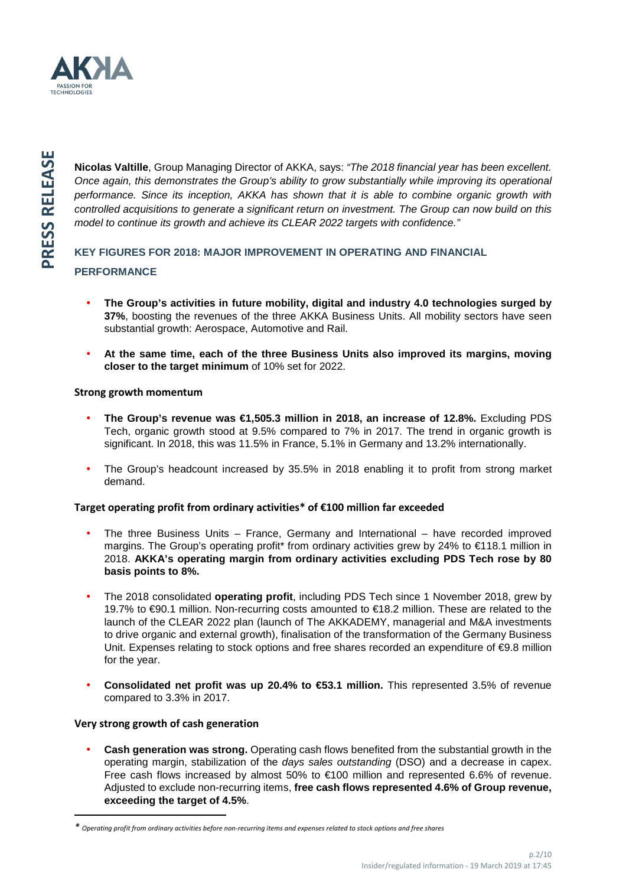**Nicolas Valtille**, Group Managing Director of AKKA, says: *"The 2018 financial year has been excellent. Once again, this demonstrates the Group's ability to grow substantially while improving its operational performance. Since its inception, AKKA has shown that it is able to combine organic growth with controlled acquisitions to generate a significant return on investment. The Group can now build on this model to continue its growth and achieve its CLEAR 2022 targets with confidence."*

## KEY FIGURES FOR 2018: MAJOR IMPROVEMENT IN OPERATING AND FINANCIAL PERFORMANCE

- **The Group's activities in future mobility, digital and industry 4.0 technologies surged by 37%**, boosting the revenues of the three AKKA Business Units. All mobility sectors have seen substantial growth: Aerospace, Automotive and Rail.
- **At the same time, each of the three Business Units also improved its margins, moving closer to the target minimum** of 10% set for 2022.

### Strong growth momentum

- **The Group's revenue was €1,505.3 million in 2018, an increase of 12.8%.** Excluding PDS Tech, organic growth stood at 9.5% compared to 7% in 2017. The trend in organic growth is significant. In 2018, this was 11.5% in France, 5.1% in Germany and 13.2% internationally.
- The Group's headcount increased by 35.5% in 2018 enabling it to profit from strong market demand.

### Target operating profit from ordinary activities* of €100 million far exceeded

- The three Business Units – France, Germany and International – have recorded improved margins. The Group's operating profit* from ordinary activities grew by 24% to €118.1 million in 2018. **AKKA's operating margin from ordinary activities excluding PDS Tech rose by 80 basis points to 8%.**
- The 2018 consolidated **operating profit**, including PDS Tech since 1 November 2018, grew by 19.7% to €90.1 million. Non-recurring costs amounted to €18.2 million. These are related to the launch of the CLEAR 2022 plan (launch of The AKKADEMY, managerial and M&A investments to drive organic and external growth), finalisation of the transformation of the Germany Business Unit. Expenses relating to stock options and free shares recorded an expenditure of €9.8 million for the year.
- **Consolidated net profit was up 20.4% to €53.1 million.** This represented 3.5% of revenue compared to 3.3% in 2017.

### Very strong growth of cash generation

- **Cash generation was strong.** Operating cash flows benefited from the substantial growth in the operating margin, stabilization of the *days sales outstanding* (DSO) and a decrease in capex. Free cash flows increased by almost 50% to €100 million and represented 6.6% of revenue. Adjusted to exclude non-recurring items, **free cash flows represented 4.6% of Group revenue, exceeding the target of 4.5%**.

\* *Operating profit from ordinary activities before non-recurring items and expenses related to stock options and free shares*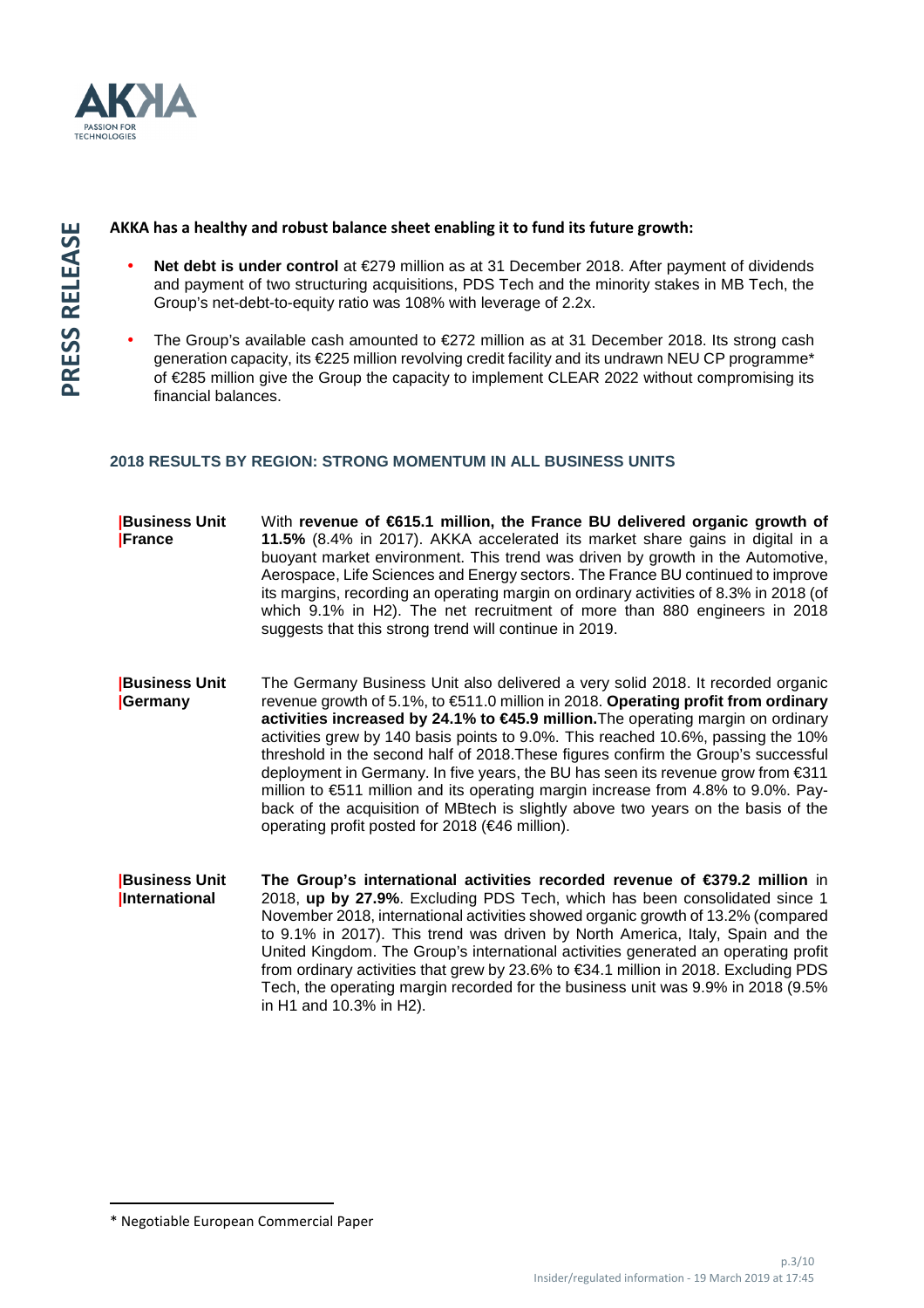**AKKA has a healthy and robust balance sheet enabling it to fund its future growth:**

- **Net debt is under control** at €279 million as at 31 December 2018. After payment of dividends and payment of two structuring acquisitions, PDS Tech and the minority stakes in MB Tech, the Group's net-debt-to-equity ratio was 108% with leverage of 2.2x.
- The Group's available cash amounted to €272 million as at 31 December 2018. Its strong cash generation capacity, its €225 million revolving credit facility and its undrawn NEU CP programme* of €285 million give the Group the capacity to implement CLEAR 2022 without compromising its financial balances.

## 2018 RESULTS BY REGION: STRONG MOMENTUM IN ALL BUSINESS UNITS

**Business Unit France**

With **revenue of €615.1 million, the France BU delivered organic growth of 11.5%** (8.4% in 2017). AKKA accelerated its market share gains in digital in a buoyant market environment. This trend was driven by growth in the Automotive, Aerospace, Life Sciences and Energy sectors. The France BU continued to improve its margins, recording an operating margin on ordinary activities of 8.3% in 2018 (of which 9.1% in H2). The net recruitment of more than 880 engineers in 2018 suggests that this strong trend will continue in 2019.

**Business Unit Germany**

The Germany Business Unit also delivered a very solid 2018. It recorded organic revenue growth of 5.1%, to €511.0 million in 2018. **Operating profit from ordinary activities increased by 24.1% to €45.9 million.** The operating margin on ordinary activities grew by 140 basis points to 9.0%. This reached 10.6%, passing the 10% threshold in the second half of 2018. These figures confirm the Group's successful deployment in Germany. In five years, the BU has seen its revenue grow from €311 million to €511 million and its operating margin increase from 4.8% to 9.0%. Pay-back of the acquisition of MBtech is slightly above two years on the basis of the operating profit posted for 2018 (€46 million).

**Business Unit International**

**The Group's international activities recorded revenue of €379.2 million** in 2018, **up by 27.9%**. Excluding PDS Tech, which has been consolidated since 1 November 2018, international activities showed organic growth of 13.2% (compared to 9.1% in 2017). This trend was driven by North America, Italy, Spain and the United Kingdom. The Group's international activities generated an operating profit from ordinary activities that grew by 23.6% to €34.1 million in 2018. Excluding PDS Tech, the operating margin recorded for the business unit was 9.9% in 2018 (9.5% in H1 and 10.3% in H2).

---

\* Negotiable European Commercial Paper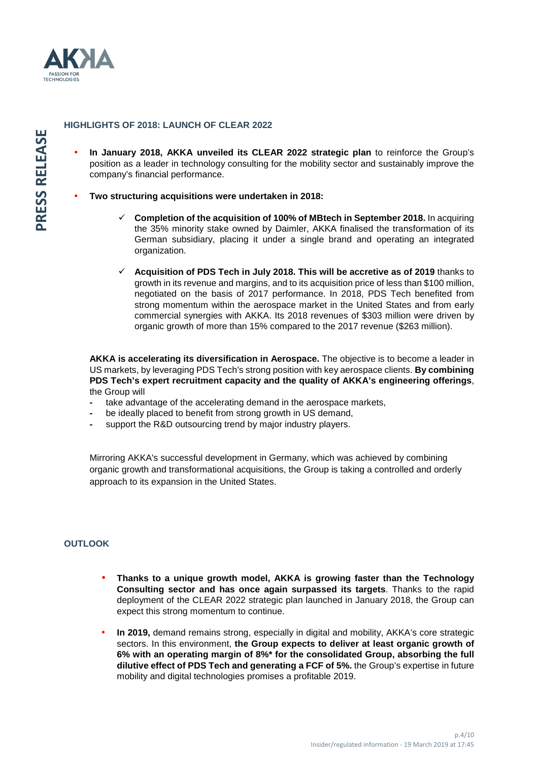## HIGHLIGHTS OF 2018: LAUNCH OF CLEAR 2022

- **In January 2018, AKKA unveiled its CLEAR 2022 strategic plan** to reinforce the Group's position as a leader in technology consulting for the mobility sector and sustainably improve the company's financial performance.
- **Two structuring acquisitions were undertaken in 2018:**
  - ✓ **Completion of the acquisition of 100% of MBtech in September 2018.** In acquiring the 35% minority stake owned by Daimler, AKKA finalised the transformation of its German subsidiary, placing it under a single brand and operating an integrated organization.
  - ✓ **Acquisition of PDS Tech in July 2018. This will be accretive as of 2019** thanks to growth in its revenue and margins, and to its acquisition price of less than $100 million, negotiated on the basis of 2017 performance. In 2018, PDS Tech benefited from strong momentum within the aerospace market in the United States and from early commercial synergies with AKKA. Its 2018 revenues of $303 million were driven by organic growth of more than 15% compared to the 2017 revenue ($263 million).

**AKKA is accelerating its diversification in Aerospace.** The objective is to become a leader in US markets, by leveraging PDS Tech's strong position with key aerospace clients. **By combining PDS Tech's expert recruitment capacity and the quality of AKKA's engineering offerings**, the Group will

- take advantage of the accelerating demand in the aerospace markets,
- be ideally placed to benefit from strong growth in US demand,
- support the R&D outsourcing trend by major industry players.

Mirroring AKKA's successful development in Germany, which was achieved by combining organic growth and transformational acquisitions, the Group is taking a controlled and orderly approach to its expansion in the United States.

## OUTLOOK

- **Thanks to a unique growth model, AKKA is growing faster than the Technology Consulting sector and has once again surpassed its targets**. Thanks to the rapid deployment of the CLEAR 2022 strategic plan launched in January 2018, the Group can expect this strong momentum to continue.
- **In 2019,** demand remains strong, especially in digital and mobility, AKKA's core strategic sectors. In this environment, **the Group expects to deliver at least organic growth of 6% with an operating margin of 8%\* for the consolidated Group, absorbing the full dilutive effect of PDS Tech and generating a FCF of 5%.** the Group's expertise in future mobility and digital technologies promises a profitable 2019.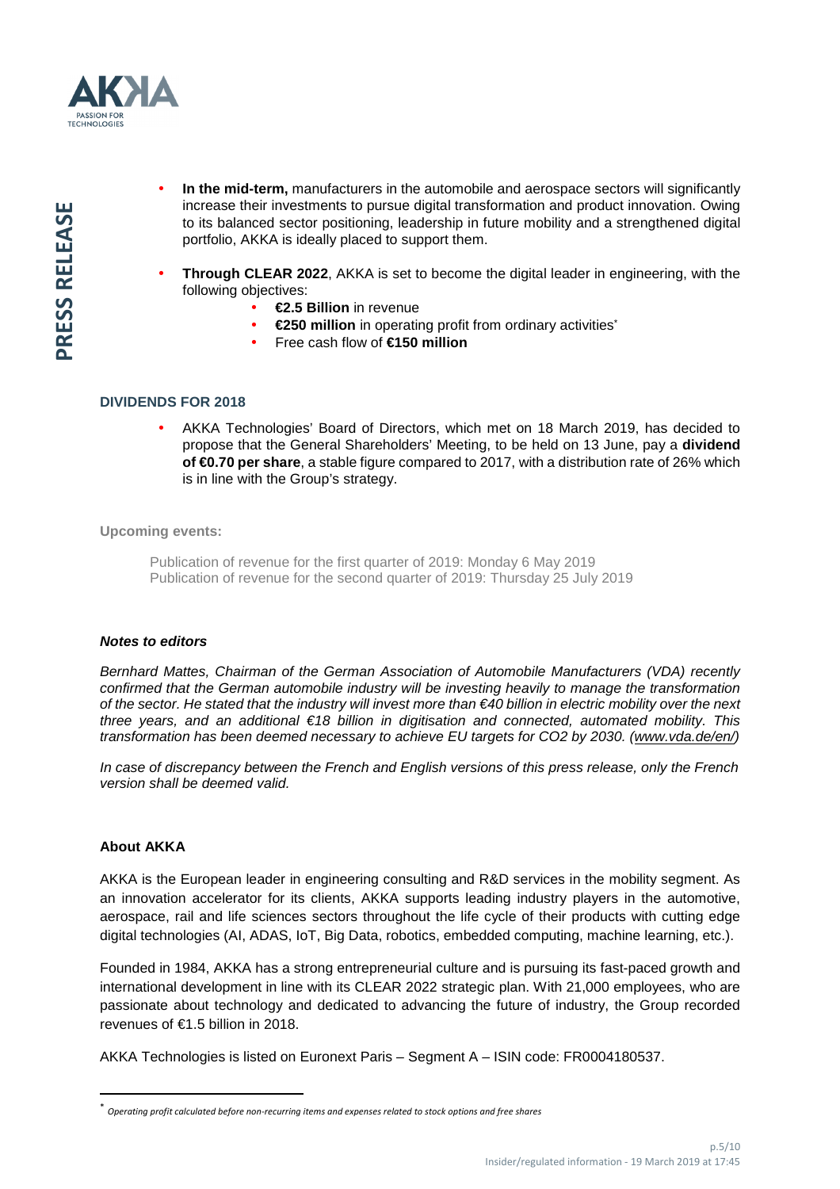- **In the mid-term,** manufacturers in the automobile and aerospace sectors will significantly increase their investments to pursue digital transformation and product innovation. Owing to its balanced sector positioning, leadership in future mobility and a strengthened digital portfolio, AKKA is ideally placed to support them.

- **Through CLEAR 2022**, AKKA is set to become the digital leader in engineering, with the following objectives:
  - **€2.5 Billion** in revenue
  - **€250 million** in operating profit from ordinary activities*
  - Free cash flow of **€150 million**

## DIVIDENDS FOR 2018

- AKKA Technologies' Board of Directors, which met on 18 March 2019, has decided to propose that the General Shareholders' Meeting, to be held on 13 June, pay a **dividend of €0.70 per share**, a stable figure compared to 2017, with a distribution rate of 26% which is in line with the Group's strategy.

**Upcoming events:**

Publication of revenue for the first quarter of 2019: Monday 6 May 2019
Publication of revenue for the second quarter of 2019: Thursday 25 July 2019

***Notes to editors***

*Bernhard Mattes, Chairman of the German Association of Automobile Manufacturers (VDA) recently confirmed that the German automobile industry will be investing heavily to manage the transformation of the sector. He stated that the industry will invest more than €40 billion in electric mobility over the next three years, and an additional €18 billion in digitisation and connected, automated mobility. This transformation has been deemed necessary to achieve EU targets for CO2 by 2030. (www.vda.de/en/)*

*In case of discrepancy between the French and English versions of this press release, only the French version shall be deemed valid.*

## About AKKA

AKKA is the European leader in engineering consulting and R&D services in the mobility segment. As an innovation accelerator for its clients, AKKA supports leading industry players in the automotive, aerospace, rail and life sciences sectors throughout the life cycle of their products with cutting edge digital technologies (AI, ADAS, IoT, Big Data, robotics, embedded computing, machine learning, etc.).

Founded in 1984, AKKA has a strong entrepreneurial culture and is pursuing its fast-paced growth and international development in line with its CLEAR 2022 strategic plan. With 21,000 employees, who are passionate about technology and dedicated to advancing the future of industry, the Group recorded revenues of €1.5 billion in 2018.

AKKA Technologies is listed on Euronext Paris – Segment A – ISIN code: FR0004180537.

---

\* *Operating profit calculated before non-recurring items and expenses related to stock options and free shares*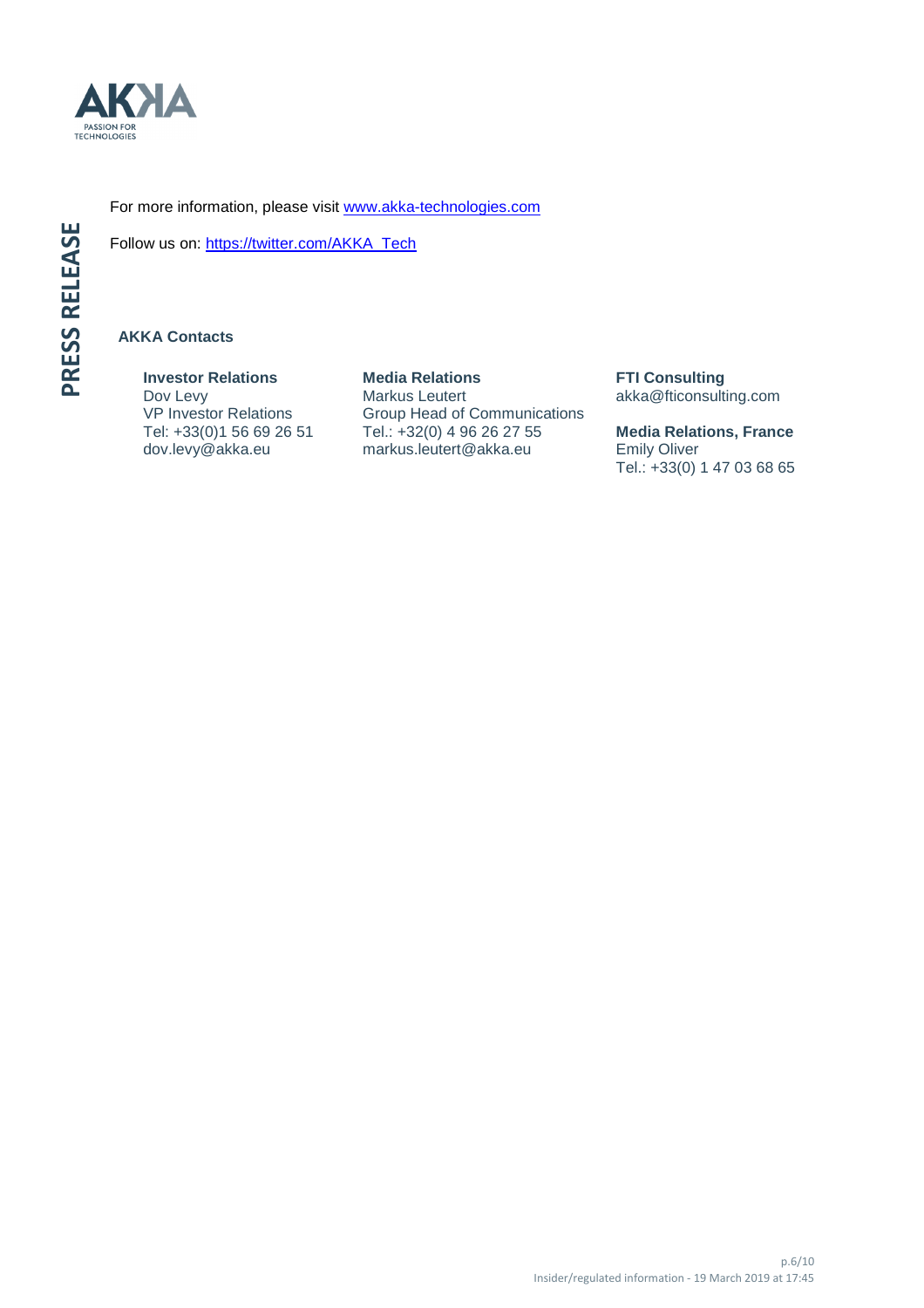For more information, please visit [www.akka-technologies.com](http://www.akka-technologies.com)

Follow us on: [https://twitter.com/AKKA_Tech](https://twitter.com/AKKA_Tech)

**AKKA Contacts**

**Investor Relations**
Dov Levy
VP Investor Relations
Tel: +33(0)1 56 69 26 51
dov.levy@akka.eu

**Media Relations**
Markus Leutert
Group Head of Communications
Tel.: +32(0) 4 96 26 27 55
markus.leutert@akka.eu

**FTI Consulting**
akka@fticonsulting.com

**Media Relations, France**
Emily Oliver
Tel.: +33(0) 1 47 03 68 65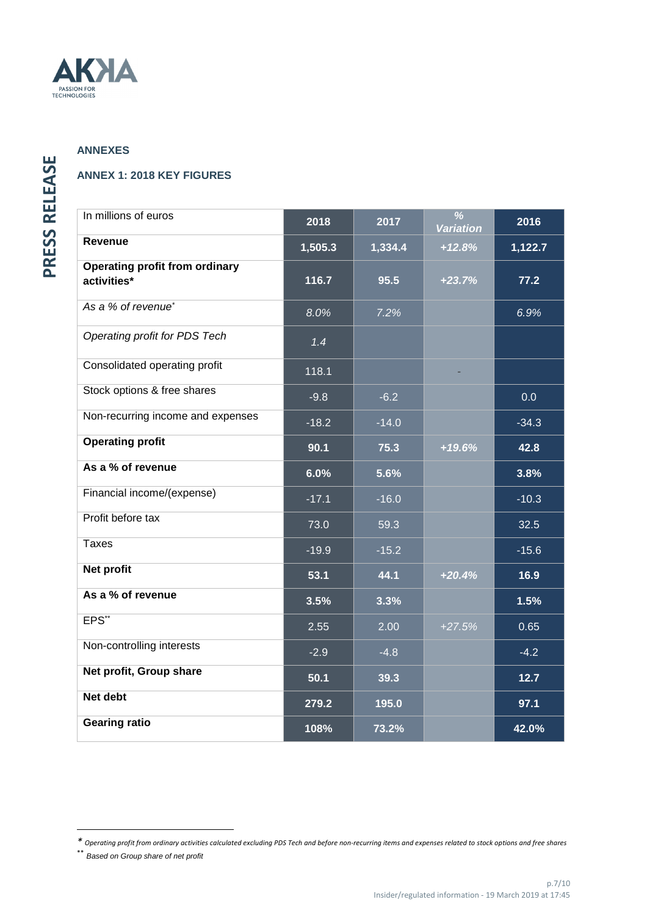## ANNEXES

### ANNEX 1: 2018 KEY FIGURES

| In millions of euros | 2018 | 2017 | *% Variation* | 2016 |
|---|---|---|---|---|
| **Revenue** | **1,505.3** | **1,334.4** | ***+12.8%*** | **1,122.7** |
| **Operating profit from ordinary activities*** | **116.7** | **95.5** | ***+23.7%*** | **77.2** |
| *As a % of revenue** | *8.0%* | *7.2%* | | *6.9%* |
| *Operating profit for PDS Tech* | *1.4* | | | |
| Consolidated operating profit | 118.1 | | - | |
| Stock options & free shares | -9.8 | -6.2 | | 0.0 |
| Non-recurring income and expenses | -18.2 | -14.0 | | -34.3 |
| **Operating profit** | **90.1** | **75.3** | ***+19.6%*** | **42.8** |
| **As a % of revenue** | **6.0%** | **5.6%** | | **3.8%** |
| Financial income/(expense) | -17.1 | -16.0 | | -10.3 |
| Profit before tax | 73.0 | 59.3 | | 32.5 |
| Taxes | -19.9 | -15.2 | | -15.6 |
| **Net profit** | **53.1** | **44.1** | ***+20.4%*** | **16.9** |
| **As a % of revenue** | **3.5%** | **3.3%** | | **1.5%** |
| EPS** | 2.55 | 2.00 | *+27.5%* | 0.65 |
| Non-controlling interests | -2.9 | -4.8 | | -4.2 |
| **Net profit, Group share** | **50.1** | **39.3** | | **12.7** |
| **Net debt** | **279.2** | **195.0** | | **97.1** |
| **Gearing ratio** | **108%** | **73.2%** | | **42.0%** |

* *Operating profit from ordinary activities calculated excluding PDS Tech and before non-recurring items and expenses related to stock options and free shares*

** *Based on Group share of net profit*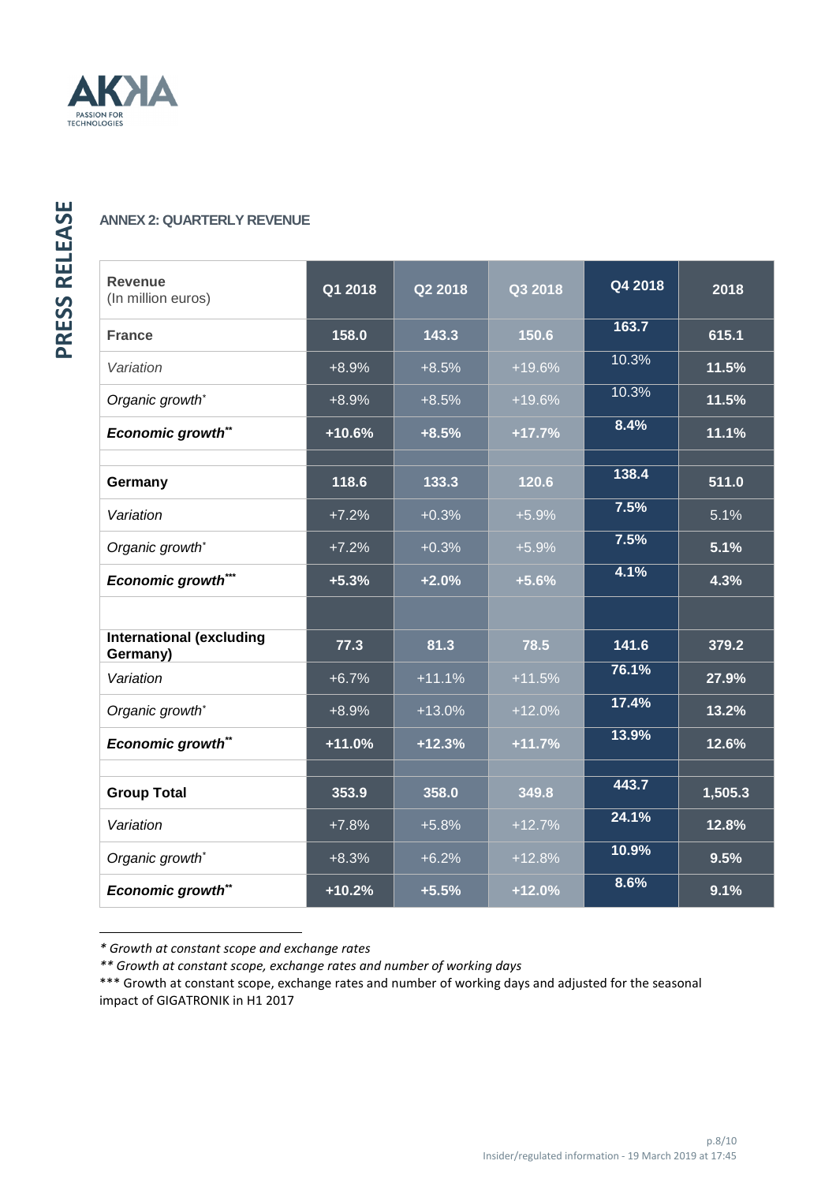## ANNEX 2: QUARTERLY REVENUE

| Revenue (In million euros) | Q1 2018 | Q2 2018 | Q3 2018 | Q4 2018 | 2018 |
|---|---|---|---|---|---|
| **France** | **158.0** | **143.3** | **150.6** | **163.7** | **615.1** |
| *Variation* | +8.9% | +8.5% | +19.6% | 10.3% | **11.5%** |
| *Organic growth[*]* | +8.9% | +8.5% | +19.6% | 10.3% | **11.5%** |
| ***Economic growth[**]*** | **+10.6%** | **+8.5%** | **+17.7%** | **8.4%** | **11.1%** |
| | | | | | |
| **Germany** | **118.6** | **133.3** | **120.6** | **138.4** | **511.0** |
| *Variation* | +7.2% | +0.3% | +5.9% | **7.5%** | 5.1% |
| *Organic growth[*]* | +7.2% | +0.3% | +5.9% | **7.5%** | **5.1%** |
| ***Economic growth[***]*** | **+5.3%** | **+2.0%** | **+5.6%** | **4.1%** | **4.3%** |
| | | | | | |
| **International (excluding Germany)** | **77.3** | **81.3** | **78.5** | **141.6** | **379.2** |
| *Variation* | +6.7% | +11.1% | +11.5% | **76.1%** | **27.9%** |
| *Organic growth[*]* | +8.9% | +13.0% | +12.0% | **17.4%** | **13.2%** |
| ***Economic growth[**]*** | **+11.0%** | **+12.3%** | **+11.7%** | **13.9%** | **12.6%** |
| | | | | | |
| **Group Total** | **353.9** | **358.0** | **349.8** | **443.7** | **1,505.3** |
| *Variation* | +7.8% | +5.8% | +12.7% | **24.1%** | **12.8%** |
| *Organic growth[*]* | +8.3% | +6.2% | +12.8% | **10.9%** | **9.5%** |
| ***Economic growth[**]*** | **+10.2%** | **+5.5%** | **+12.0%** | **8.6%** | **9.1%** |

*\* Growth at constant scope and exchange rates*

*\*\* Growth at constant scope, exchange rates and number of working days*

\*\*\* Growth at constant scope, exchange rates and number of working days and adjusted for the seasonal impact of GIGATRONIK in H1 2017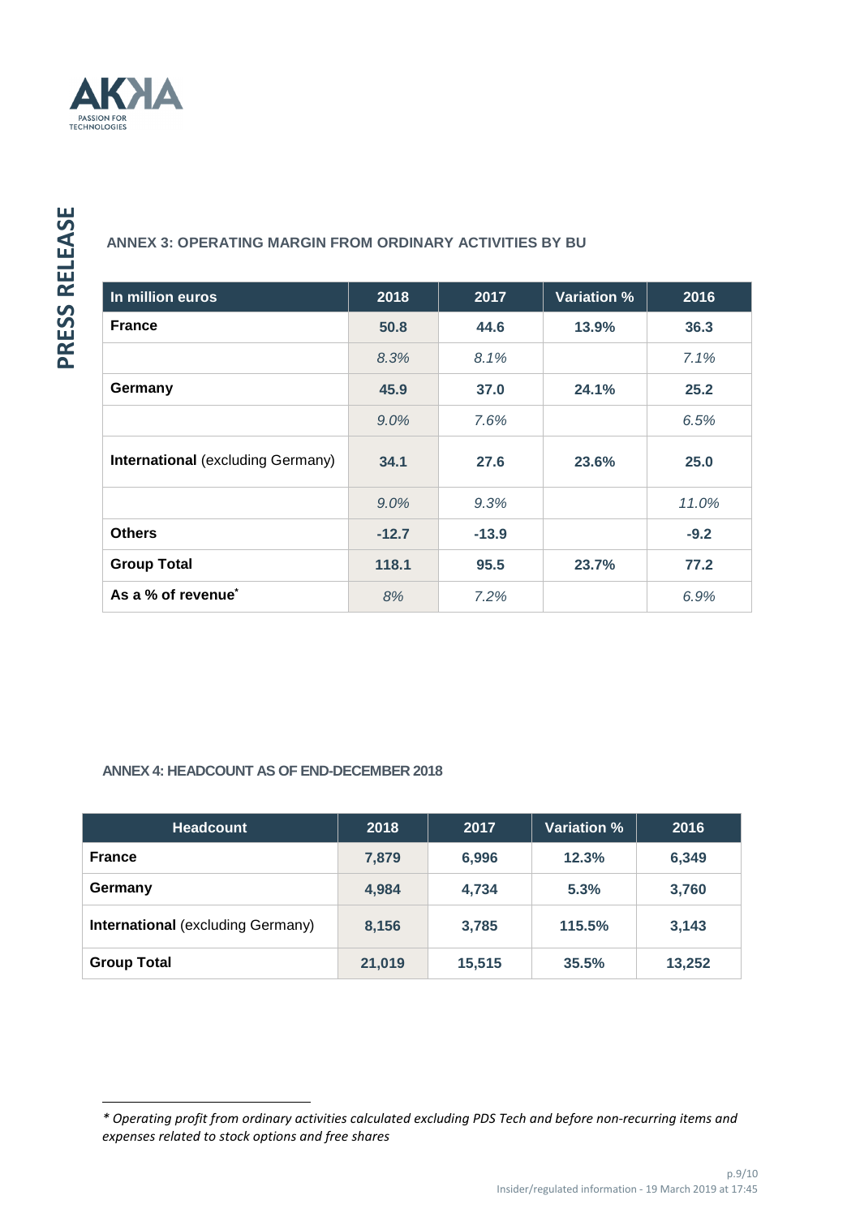## ANNEX 3: OPERATING MARGIN FROM ORDINARY ACTIVITIES BY BU

| In million euros | 2018 | 2017 | Variation % | 2016 |
|---|---|---|---|---|
| **France** | **50.8** | **44.6** | **13.9%** | **36.3** |
| | *8.3%* | *8.1%* | | *7.1%* |
| **Germany** | **45.9** | **37.0** | **24.1%** | **25.2** |
| | *9.0%* | *7.6%* | | *6.5%* |
| **International** (excluding Germany) | **34.1** | **27.6** | **23.6%** | **25.0** |
| | *9.0%* | *9.3%* | | *11.0%* |
| **Others** | **-12.7** | **-13.9** | | **-9.2** |
| **Group Total** | **118.1** | **95.5** | **23.7%** | **77.2** |
| **As a % of revenue*** | *8%* | *7.2%* | | *6.9%* |

## ANNEX 4: HEADCOUNT AS OF END-DECEMBER 2018

| Headcount | 2018 | 2017 | Variation % | 2016 |
|---|---|---|---|---|
| **France** | **7,879** | **6,996** | **12.3%** | **6,349** |
| **Germany** | **4,984** | **4,734** | **5.3%** | **3,760** |
| **International** (excluding Germany) | **8,156** | **3,785** | **115.5%** | **3,143** |
| **Group Total** | **21,019** | **15,515** | **35.5%** | **13,252** |

*\* Operating profit from ordinary activities calculated excluding PDS Tech and before non-recurring items and expenses related to stock options and free shares*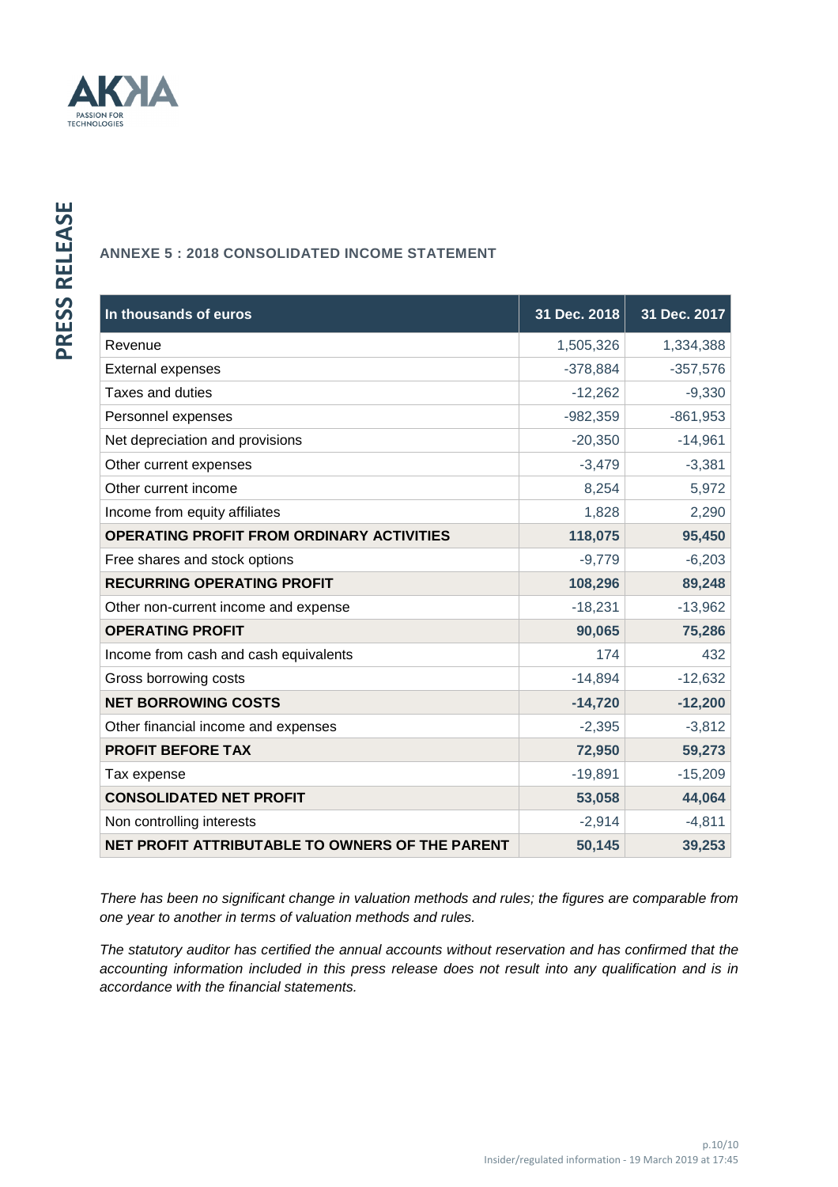## ANNEXE 5 : 2018 CONSOLIDATED INCOME STATEMENT

| In thousands of euros | 31 Dec. 2018 | 31 Dec. 2017 |
|---|---|---|
| Revenue | 1,505,326 | 1,334,388 |
| External expenses | -378,884 | -357,576 |
| Taxes and duties | -12,262 | -9,330 |
| Personnel expenses | -982,359 | -861,953 |
| Net depreciation and provisions | -20,350 | -14,961 |
| Other current expenses | -3,479 | -3,381 |
| Other current income | 8,254 | 5,972 |
| Income from equity affiliates | 1,828 | 2,290 |
| **OPERATING PROFIT FROM ORDINARY ACTIVITIES** | **118,075** | **95,450** |
| Free shares and stock options | -9,779 | -6,203 |
| **RECURRING OPERATING PROFIT** | **108,296** | **89,248** |
| Other non-current income and expense | -18,231 | -13,962 |
| **OPERATING PROFIT** | **90,065** | **75,286** |
| Income from cash and cash equivalents | 174 | 432 |
| Gross borrowing costs | -14,894 | -12,632 |
| **NET BORROWING COSTS** | **-14,720** | **-12,200** |
| Other financial income and expenses | -2,395 | -3,812 |
| **PROFIT BEFORE TAX** | **72,950** | **59,273** |
| Tax expense | -19,891 | -15,209 |
| **CONSOLIDATED NET PROFIT** | **53,058** | **44,064** |
| Non controlling interests | -2,914 | -4,811 |
| **NET PROFIT ATTRIBUTABLE TO OWNERS OF THE PARENT** | **50,145** | **39,253** |

*There has been no significant change in valuation methods and rules; the figures are comparable from one year to another in terms of valuation methods and rules.*

*The statutory auditor has certified the annual accounts without reservation and has confirmed that the accounting information included in this press release does not result into any qualification and is in accordance with the financial statements.*